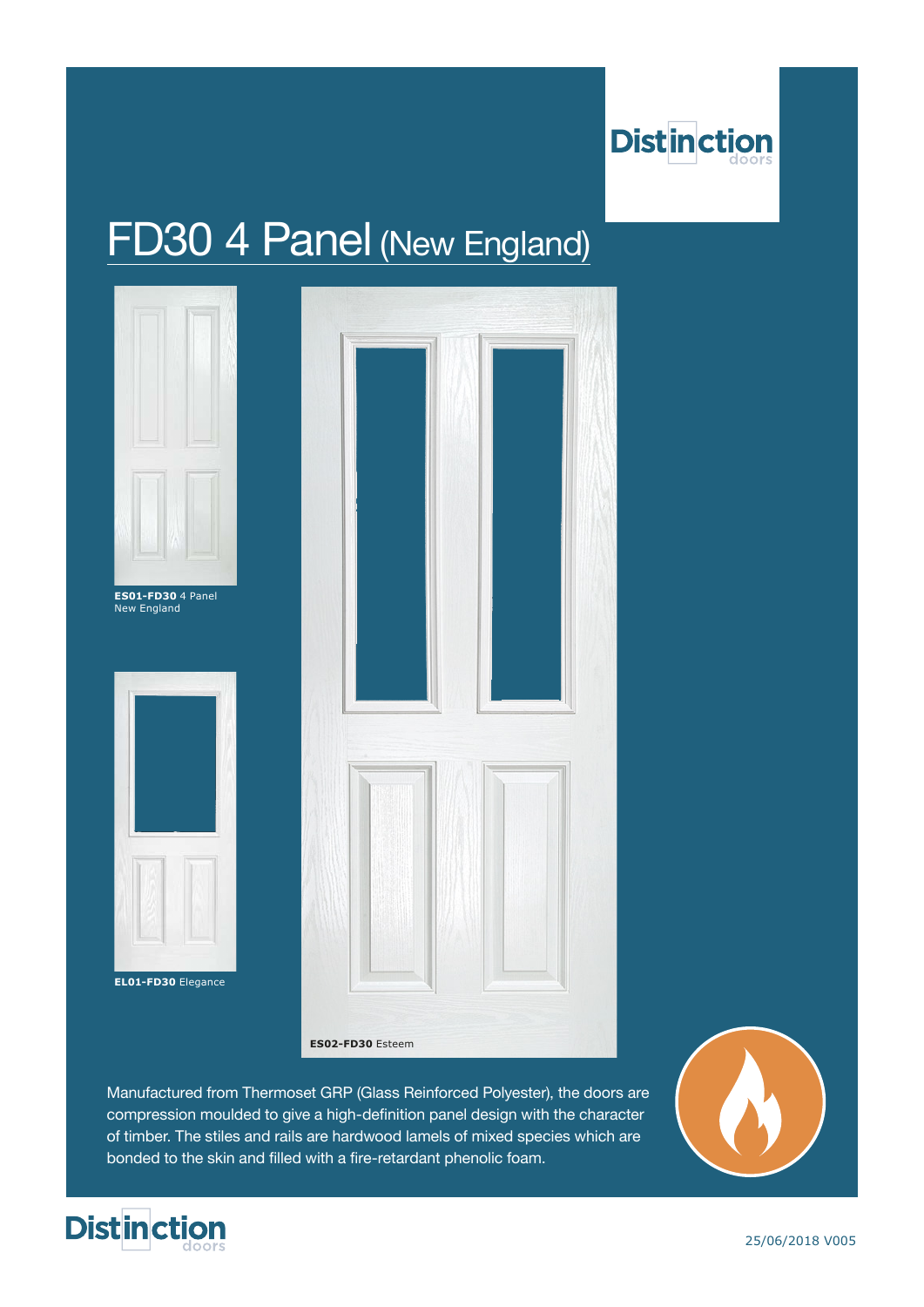# FD30 4 Panel (New England)

**ES01-FD30** 4 Panel New England

**EL01-FD30** Elegance

**ES02-FD30** Esteem

Manufactured from Thermoset GRP (Glass Reinforced Polyester), the doors are compression moulded to give a high-definition panel design with the character of timber. The stiles and rails are hardwood lamels of mixed species which are bonded to the skin and filled with a fire-retardant phenolic foam.

25/06/2018 V005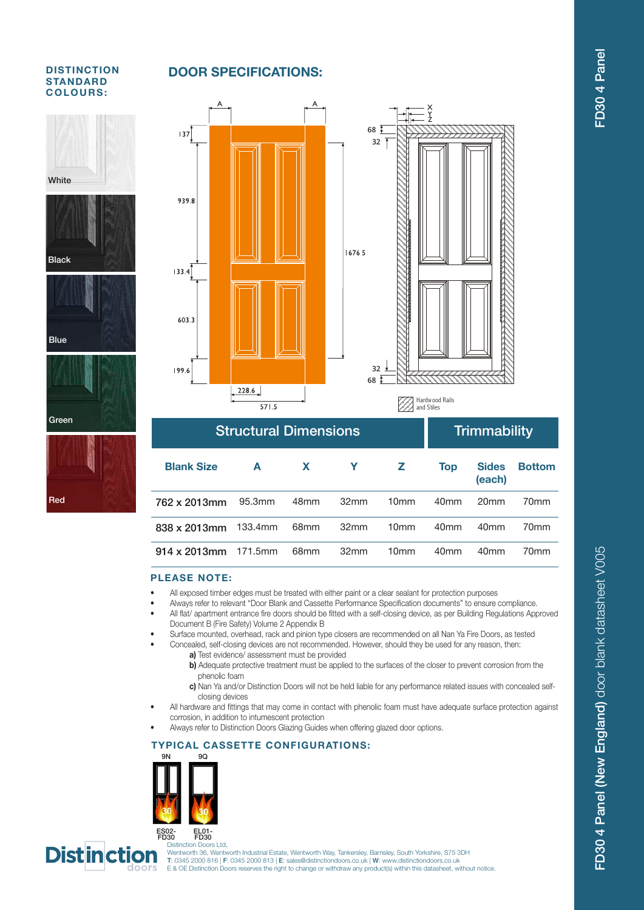**DISTINCTION STANDARD COLOURS:**

White

Black

Blue

Green

Red

## DOOR SPECIFICATIONS:

A
A
137
939.8
133.4
603.3
199.6
228.6
571.5
1676.5
X
Y
Z
68
32
32
68
Hardwood Rails and Stiles

| Structural Dimensions | | | | | Trimmability | | |
|---|---|---|---|---|---|---|---|
| **Blank Size** | **A** | **X** | **Y** | **Z** | **Top** | **Sides (each)** | **Bottom** |
| 762 x 2013mm | 95.3mm | 48mm | 32mm | 10mm | 40mm | 20mm | 70mm |
| 838 x 2013mm | 133.4mm | 68mm | 32mm | 10mm | 40mm | 40mm | 70mm |
| 914 x 2013mm | 171.5mm | 68mm | 32mm | 10mm | 40mm | 40mm | 70mm |

### PLEASE NOTE:

- All exposed timber edges must be treated with either paint or a clear sealant for protection purposes
- Always refer to relevant "Door Blank and Cassette Performance Specification documents" to ensure compliance.
- All flat/ apartment entrance fire doors should be fitted with a self-closing device, as per Building Regulations Approved Document B (Fire Safety) Volume 2 Appendix B
- Surface mounted, overhead, rack and pinion type closers are recommended on all Nan Ya Fire Doors, as tested
- Concealed, self-closing devices are not recommended. However, should they be used for any reason, then:
  - **a)** Test evidence/ assessment must be provided
  - **b)** Adequate protective treatment must be applied to the surfaces of the closer to prevent corrosion from the phenolic foam
  - **c)** Nan Ya and/or Distinction Doors will not be held liable for any performance related issues with concealed self-closing devices
- All hardware and fittings that may come in contact with phenolic foam must have adequate surface protection against corrosion, in addition to intumescent protection
- Always refer to Distinction Doors Glazing Guides when offering glazed door options.

### TYPICAL CASSETTE CONFIGURATIONS:

9N
9Q
30
30
ES02-FD30
EL01-FD30

Distinction doors

Distinction Doors Ltd,
Wentworth 36, Wentworth Industrial Estate, Wentworth Way, Tankersley, Barnsley, South Yorkshire, S75 3DH
**T**: 0345 2000 816 | **F**: 0345 2000 813 | **E**: sales@distinctiondoors.co.uk | **W**: www.distinctiondoors.co.uk
E & OE Distinction Doors reserves the right to change or withdraw any product(s) within this datasheet, without notice.

FD30 4 Panel

**FD30 4 Panel (New England)** door blank datasheet V005